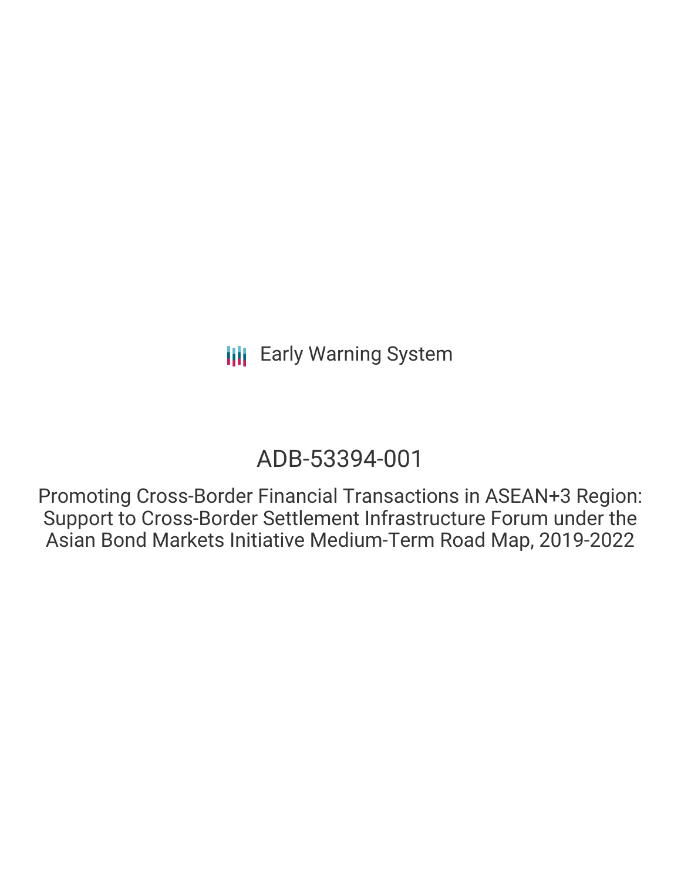Early Warning System

# ADB-53394-001

## Promoting Cross-Border Financial Transactions in ASEAN+3 Region: Support to Cross-Border Settlement Infrastructure Forum under the Asian Bond Markets Initiative Medium-Term Road Map, 2019-2022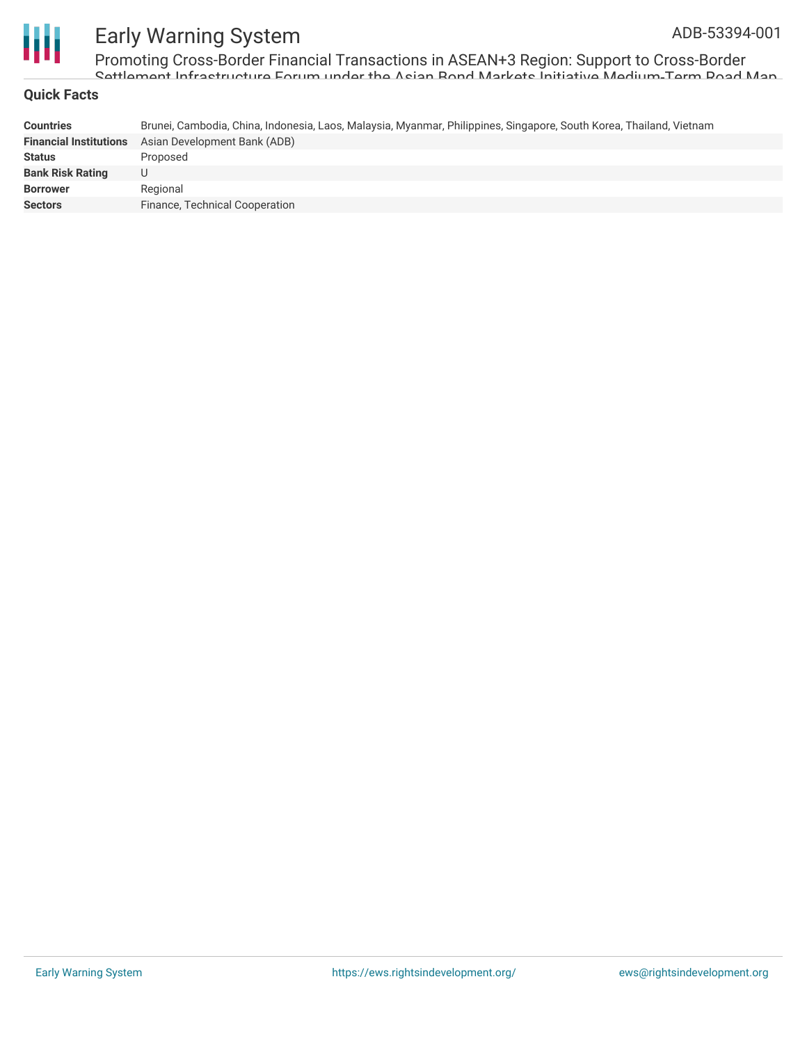## Quick Facts

| | |
|---|---|
| **Countries** | Brunei, Cambodia, China, Indonesia, Laos, Malaysia, Myanmar, Philippines, Singapore, South Korea, Thailand, Vietnam |
| **Financial Institutions** | Asian Development Bank (ADB) |
| **Status** | Proposed |
| **Bank Risk Rating** | U |
| **Borrower** | Regional |
| **Sectors** | Finance, Technical Cooperation |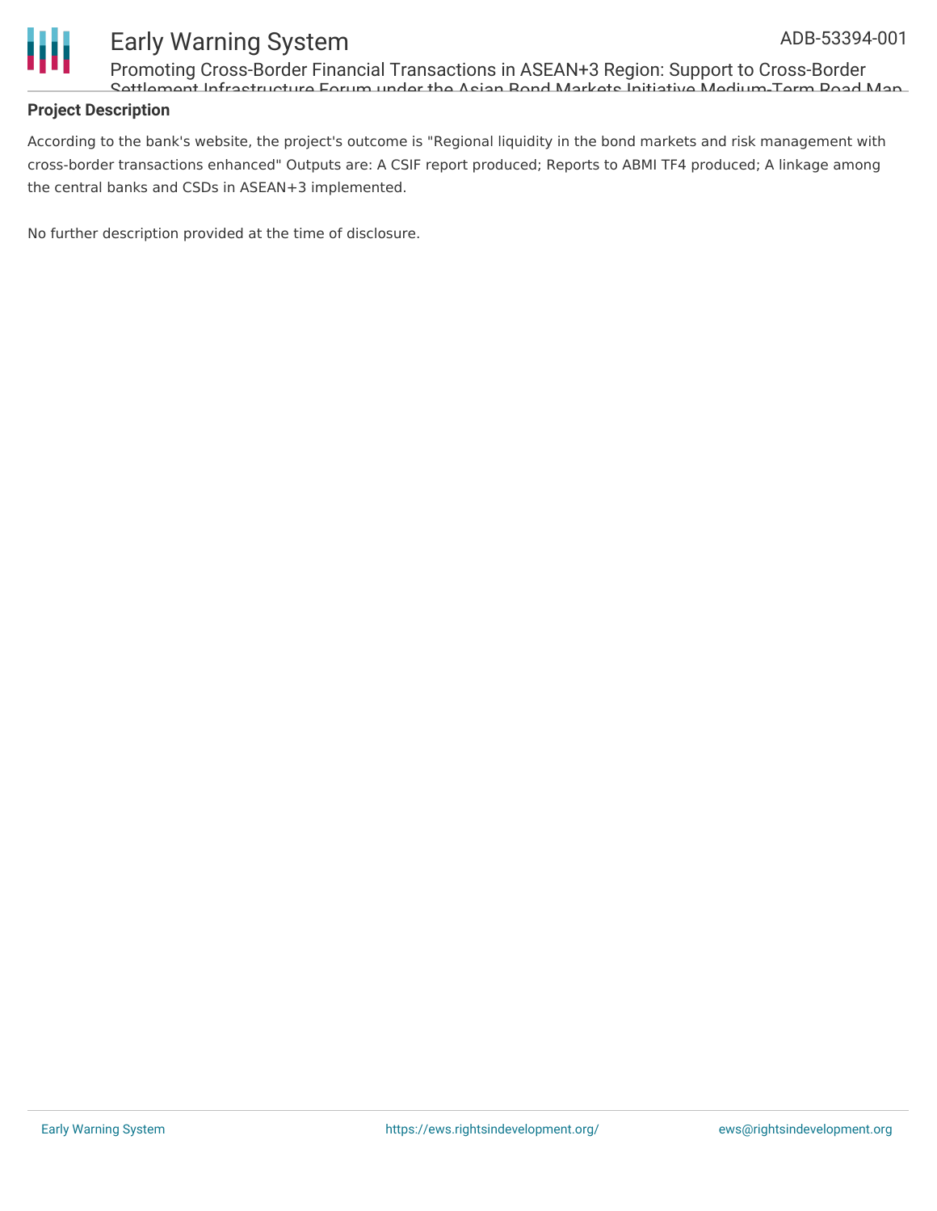### Project Description

According to the bank's website, the project's outcome is "Regional liquidity in the bond markets and risk management with cross-border transactions enhanced" Outputs are: A CSIF report produced; Reports to ABMI TF4 produced; A linkage among the central banks and CSDs in ASEAN+3 implemented.

No further description provided at the time of disclosure.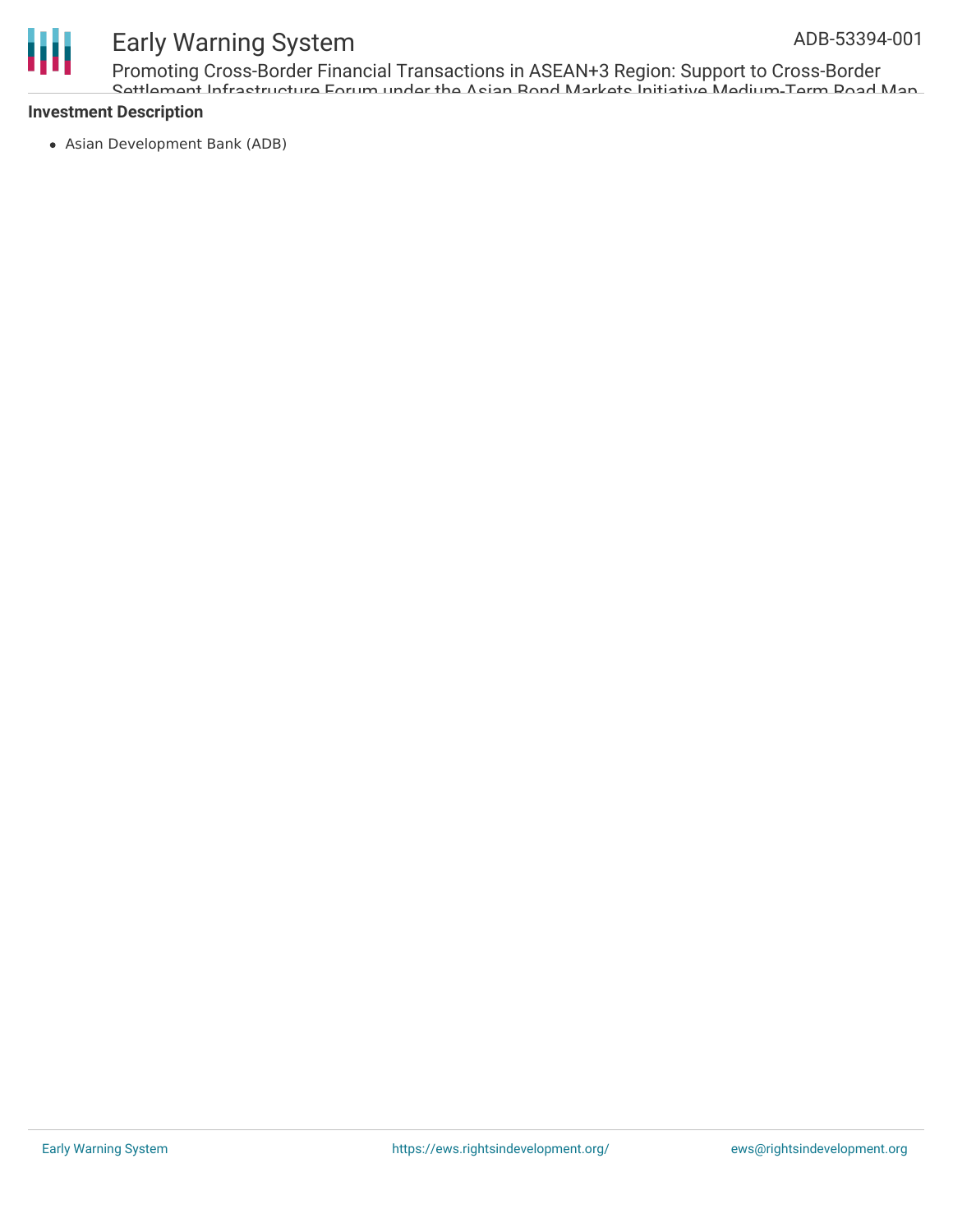### Investment Description

- Asian Development Bank (ADB)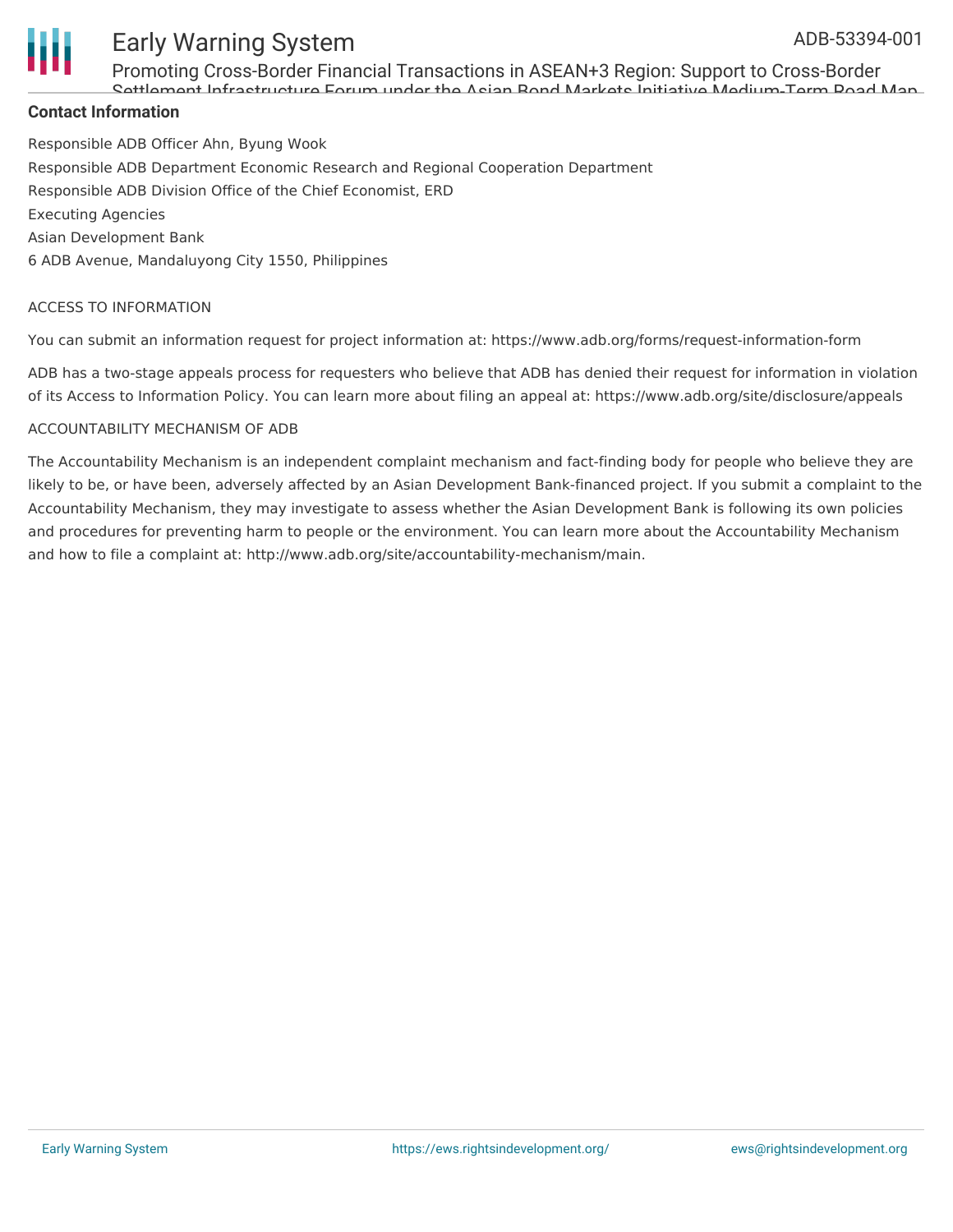## Contact Information

Responsible ADB Officer Ahn, Byung Wook

Responsible ADB Department Economic Research and Regional Cooperation Department

Responsible ADB Division Office of the Chief Economist, ERD

Executing Agencies

Asian Development Bank

6 ADB Avenue, Mandaluyong City 1550, Philippines

ACCESS TO INFORMATION

You can submit an information request for project information at: https://www.adb.org/forms/request-information-form

ADB has a two-stage appeals process for requesters who believe that ADB has denied their request for information in violation of its Access to Information Policy. You can learn more about filing an appeal at: https://www.adb.org/site/disclosure/appeals

ACCOUNTABILITY MECHANISM OF ADB

The Accountability Mechanism is an independent complaint mechanism and fact-finding body for people who believe they are likely to be, or have been, adversely affected by an Asian Development Bank-financed project. If you submit a complaint to the Accountability Mechanism, they may investigate to assess whether the Asian Development Bank is following its own policies and procedures for preventing harm to people or the environment. You can learn more about the Accountability Mechanism and how to file a complaint at: http://www.adb.org/site/accountability-mechanism/main.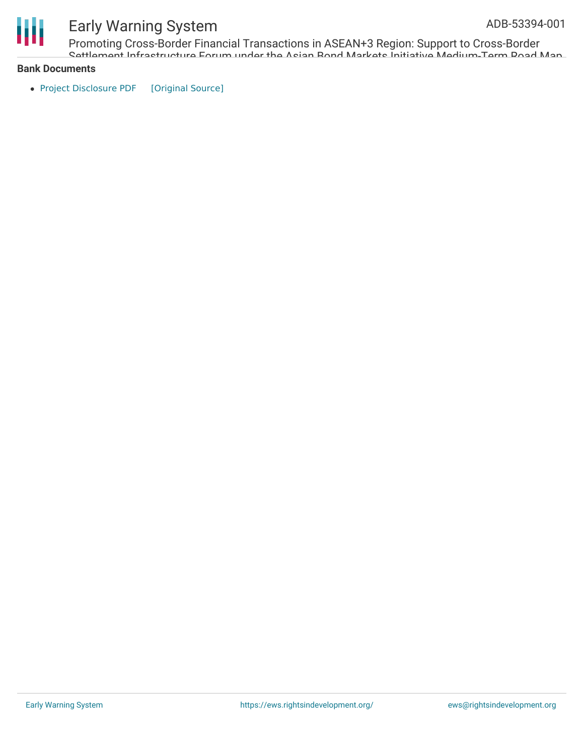**Bank Documents**

- Project Disclosure PDF [Original Source]